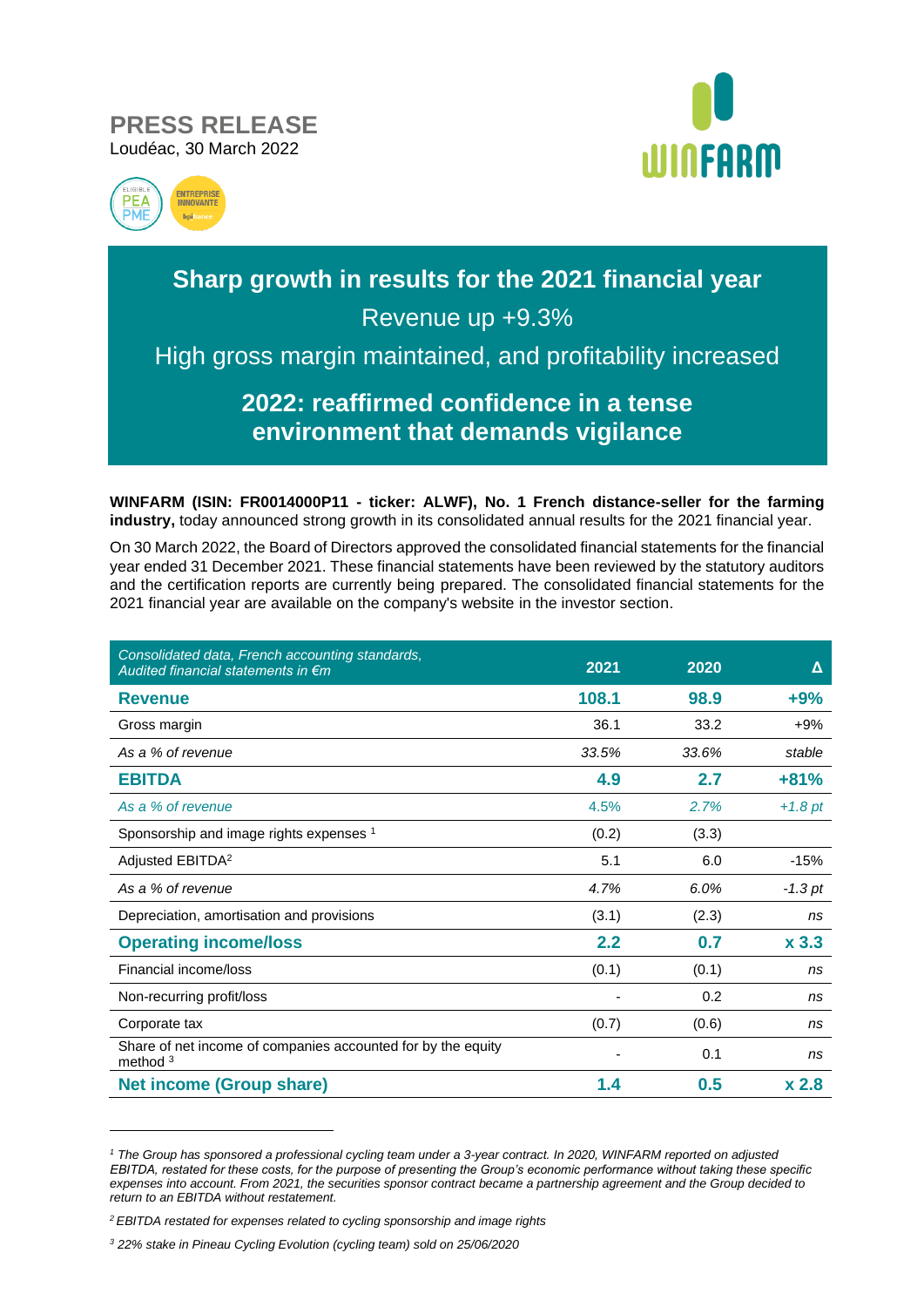# PRESS RELEASE

Loudéac, 30 March 2022

## Sharp growth in results for the 2021 financial year

Revenue up +9.3%

High gross margin maintained, and profitability increased

## 2022: reaffirmed confidence in a tense environment that demands vigilance

**WINFARM (ISIN: FR0014000P11 - ticker: ALWF), No. 1 French distance-seller for the farming industry,** today announced strong growth in its consolidated annual results for the 2021 financial year.

On 30 March 2022, the Board of Directors approved the consolidated financial statements for the financial year ended 31 December 2021. These financial statements have been reviewed by the statutory auditors and the certification reports are currently being prepared. The consolidated financial statements for the 2021 financial year are available on the company's website in the investor section.

| *Consolidated data, French accounting standards, Audited financial statements in €m* | 2021 | 2020 | Δ |
|---|---|---|---|
| **Revenue** | **108.1** | **98.9** | **+9%** |
| Gross margin | 36.1 | 33.2 | +9% |
| *As a % of revenue* | *33.5%* | *33.6%* | *stable* |
| **EBITDA** | **4.9** | **2.7** | **+81%** |
| *As a % of revenue* | *4.5%* | *2.7%* | *+1.8 pt* |
| Sponsorship and image rights expenses [1] | (0.2) | (3.3) | |
| Adjusted EBITDA[2] | 5.1 | 6.0 | -15% |
| *As a % of revenue* | *4.7%* | *6.0%* | *-1.3 pt* |
| Depreciation, amortisation and provisions | (3.1) | (2.3) | *ns* |
| **Operating income/loss** | **2.2** | **0.7** | **x 3.3** |
| Financial income/loss | (0.1) | (0.1) | *ns* |
| Non-recurring profit/loss | - | 0.2 | *ns* |
| Corporate tax | (0.7) | (0.6) | *ns* |
| Share of net income of companies accounted for by the equity method [3] | - | 0.1 | *ns* |
| **Net income (Group share)** | **1.4** | **0.5** | **x 2.8** |

*[1] The Group has sponsored a professional cycling team under a 3-year contract. In 2020, WINFARM reported on adjusted EBITDA, restated for these costs, for the purpose of presenting the Group's economic performance without taking these specific expenses into account. From 2021, the securities sponsor contract became a partnership agreement and the Group decided to return to an EBITDA without restatement.*

*[2] EBITDA restated for expenses related to cycling sponsorship and image rights*

*[3] 22% stake in Pineau Cycling Evolution (cycling team) sold on 25/06/2020*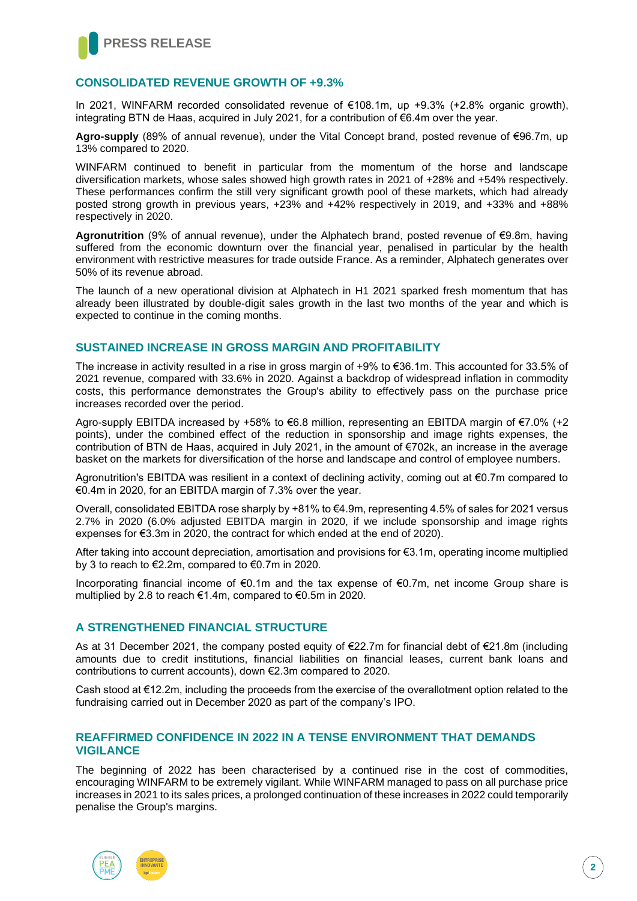## CONSOLIDATED REVENUE GROWTH OF +9.3%

In 2021, WINFARM recorded consolidated revenue of €108.1m, up +9.3% (+2.8% organic growth), integrating BTN de Haas, acquired in July 2021, for a contribution of €6.4m over the year.

**Agro-supply** (89% of annual revenue), under the Vital Concept brand, posted revenue of €96.7m, up 13% compared to 2020.

WINFARM continued to benefit in particular from the momentum of the horse and landscape diversification markets, whose sales showed high growth rates in 2021 of +28% and +54% respectively. These performances confirm the still very significant growth pool of these markets, which had already posted strong growth in previous years, +23% and +42% respectively in 2019, and +33% and +88% respectively in 2020.

**Agronutrition** (9% of annual revenue), under the Alphatech brand, posted revenue of €9.8m, having suffered from the economic downturn over the financial year, penalised in particular by the health environment with restrictive measures for trade outside France. As a reminder, Alphatech generates over 50% of its revenue abroad.

The launch of a new operational division at Alphatech in H1 2021 sparked fresh momentum that has already been illustrated by double-digit sales growth in the last two months of the year and which is expected to continue in the coming months.

## SUSTAINED INCREASE IN GROSS MARGIN AND PROFITABILITY

The increase in activity resulted in a rise in gross margin of +9% to €36.1m. This accounted for 33.5% of 2021 revenue, compared with 33.6% in 2020. Against a backdrop of widespread inflation in commodity costs, this performance demonstrates the Group's ability to effectively pass on the purchase price increases recorded over the period.

Agro-supply EBITDA increased by +58% to €6.8 million, representing an EBITDA margin of €7.0% (+2 points), under the combined effect of the reduction in sponsorship and image rights expenses, the contribution of BTN de Haas, acquired in July 2021, in the amount of €702k, an increase in the average basket on the markets for diversification of the horse and landscape and control of employee numbers.

Agronutrition's EBITDA was resilient in a context of declining activity, coming out at €0.7m compared to €0.4m in 2020, for an EBITDA margin of 7.3% over the year.

Overall, consolidated EBITDA rose sharply by +81% to €4.9m, representing 4.5% of sales for 2021 versus 2.7% in 2020 (6.0% adjusted EBITDA margin in 2020, if we include sponsorship and image rights expenses for €3.3m in 2020, the contract for which ended at the end of 2020).

After taking into account depreciation, amortisation and provisions for €3.1m, operating income multiplied by 3 to reach to €2.2m, compared to €0.7m in 2020.

Incorporating financial income of €0.1m and the tax expense of €0.7m, net income Group share is multiplied by 2.8 to reach €1.4m, compared to €0.5m in 2020.

## A STRENGTHENED FINANCIAL STRUCTURE

As at 31 December 2021, the company posted equity of €22.7m for financial debt of €21.8m (including amounts due to credit institutions, financial liabilities on financial leases, current bank loans and contributions to current accounts), down €2.3m compared to 2020.

Cash stood at €12.2m, including the proceeds from the exercise of the overallotment option related to the fundraising carried out in December 2020 as part of the company's IPO.

## REAFFIRMED CONFIDENCE IN 2022 IN A TENSE ENVIRONMENT THAT DEMANDS VIGILANCE

The beginning of 2022 has been characterised by a continued rise in the cost of commodities, encouraging WINFARM to be extremely vigilant. While WINFARM managed to pass on all purchase price increases in 2021 to its sales prices, a prolonged continuation of these increases in 2022 could temporarily penalise the Group's margins.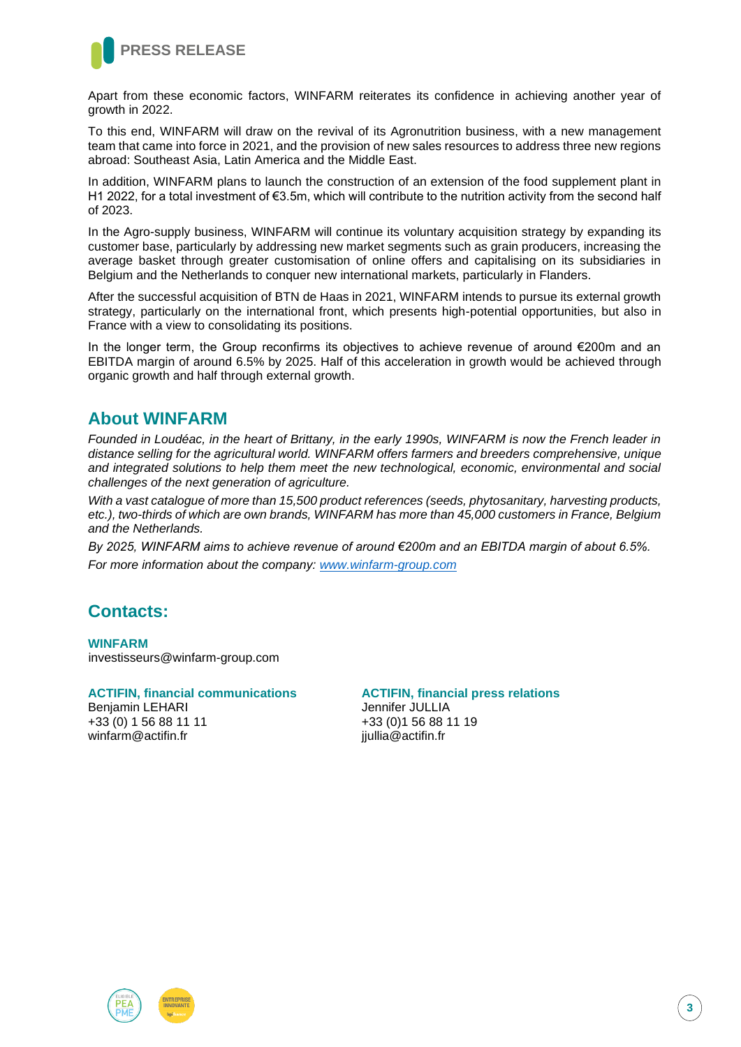Apart from these economic factors, WINFARM reiterates its confidence in achieving another year of growth in 2022.

To this end, WINFARM will draw on the revival of its Agronutrition business, with a new management team that came into force in 2021, and the provision of new sales resources to address three new regions abroad: Southeast Asia, Latin America and the Middle East.

In addition, WINFARM plans to launch the construction of an extension of the food supplement plant in H1 2022, for a total investment of €3.5m, which will contribute to the nutrition activity from the second half of 2023.

In the Agro-supply business, WINFARM will continue its voluntary acquisition strategy by expanding its customer base, particularly by addressing new market segments such as grain producers, increasing the average basket through greater customisation of online offers and capitalising on its subsidiaries in Belgium and the Netherlands to conquer new international markets, particularly in Flanders.

After the successful acquisition of BTN de Haas in 2021, WINFARM intends to pursue its external growth strategy, particularly on the international front, which presents high-potential opportunities, but also in France with a view to consolidating its positions.

In the longer term, the Group reconfirms its objectives to achieve revenue of around €200m and an EBITDA margin of around 6.5% by 2025. Half of this acceleration in growth would be achieved through organic growth and half through external growth.

## About WINFARM

*Founded in Loudéac, in the heart of Brittany, in the early 1990s, WINFARM is now the French leader in distance selling for the agricultural world. WINFARM offers farmers and breeders comprehensive, unique and integrated solutions to help them meet the new technological, economic, environmental and social challenges of the next generation of agriculture.*

*With a vast catalogue of more than 15,500 product references (seeds, phytosanitary, harvesting products, etc.), two-thirds of which are own brands, WINFARM has more than 45,000 customers in France, Belgium and the Netherlands.*

*By 2025, WINFARM aims to achieve revenue of around €200m and an EBITDA margin of about 6.5%.*

*For more information about the company: [www.winfarm-group.com](http://www.winfarm-group.com)*

## Contacts:

**WINFARM**
investisseurs@winfarm-group.com

**ACTIFIN, financial communications**
Benjamin LEHARI
+33 (0) 1 56 88 11 11
winfarm@actifin.fr

**ACTIFIN, financial press relations**
Jennifer JULLIA
+33 (0)1 56 88 11 19
jjullia@actifin.fr